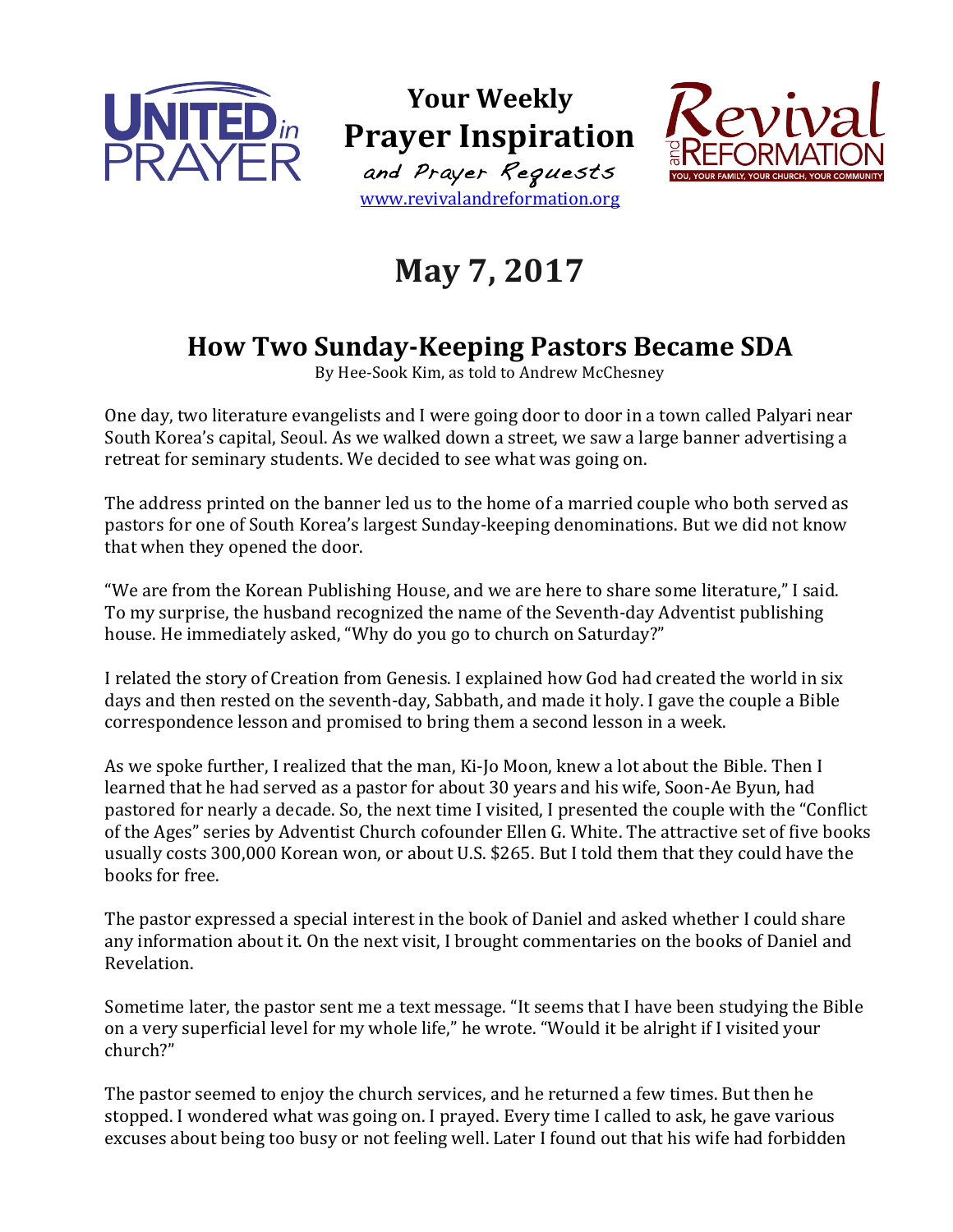Your Weekly
**Prayer Inspiration**
*and Prayer Requests*
www.revivalandreformation.org

# May 7, 2017

## How Two Sunday-Keeping Pastors Became SDA

By Hee-Sook Kim, as told to Andrew McChesney

One day, two literature evangelists and I were going door to door in a town called Palyari near South Korea's capital, Seoul. As we walked down a street, we saw a large banner advertising a retreat for seminary students. We decided to see what was going on.

The address printed on the banner led us to the home of a married couple who both served as pastors for one of South Korea's largest Sunday-keeping denominations. But we did not know that when they opened the door.

"We are from the Korean Publishing House, and we are here to share some literature," I said. To my surprise, the husband recognized the name of the Seventh-day Adventist publishing house. He immediately asked, "Why do you go to church on Saturday?"

I related the story of Creation from Genesis. I explained how God had created the world in six days and then rested on the seventh-day, Sabbath, and made it holy. I gave the couple a Bible correspondence lesson and promised to bring them a second lesson in a week.

As we spoke further, I realized that the man, Ki-Jo Moon, knew a lot about the Bible. Then I learned that he had served as a pastor for about 30 years and his wife, Soon-Ae Byun, had pastored for nearly a decade. So, the next time I visited, I presented the couple with the "Conflict of the Ages" series by Adventist Church cofounder Ellen G. White. The attractive set of five books usually costs 300,000 Korean won, or about U.S. $265. But I told them that they could have the books for free.

The pastor expressed a special interest in the book of Daniel and asked whether I could share any information about it. On the next visit, I brought commentaries on the books of Daniel and Revelation.

Sometime later, the pastor sent me a text message. "It seems that I have been studying the Bible on a very superficial level for my whole life," he wrote. "Would it be alright if I visited your church?"

The pastor seemed to enjoy the church services, and he returned a few times. But then he stopped. I wondered what was going on. I prayed. Every time I called to ask, he gave various excuses about being too busy or not feeling well. Later I found out that his wife had forbidden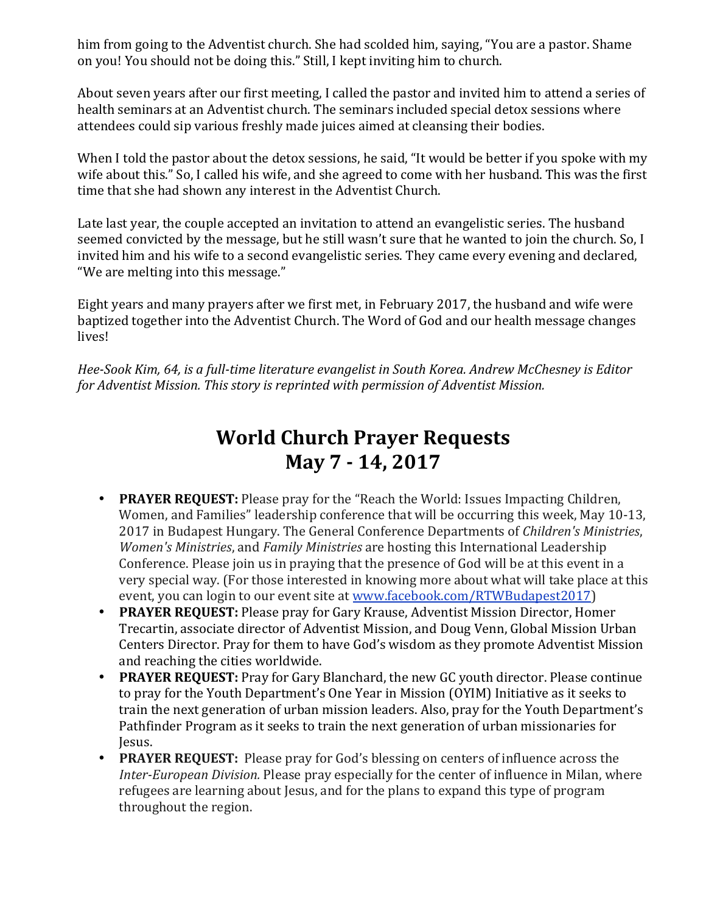him from going to the Adventist church. She had scolded him, saying, "You are a pastor. Shame on you! You should not be doing this." Still, I kept inviting him to church.

About seven years after our first meeting, I called the pastor and invited him to attend a series of health seminars at an Adventist church. The seminars included special detox sessions where attendees could sip various freshly made juices aimed at cleansing their bodies.

When I told the pastor about the detox sessions, he said, "It would be better if you spoke with my wife about this." So, I called his wife, and she agreed to come with her husband. This was the first time that she had shown any interest in the Adventist Church.

Late last year, the couple accepted an invitation to attend an evangelistic series. The husband seemed convicted by the message, but he still wasn't sure that he wanted to join the church. So, I invited him and his wife to a second evangelistic series. They came every evening and declared, "We are melting into this message."

Eight years and many prayers after we first met, in February 2017, the husband and wife were baptized together into the Adventist Church. The Word of God and our health message changes lives!

*Hee-Sook Kim, 64, is a full-time literature evangelist in South Korea. Andrew McChesney is Editor for Adventist Mission. This story is reprinted with permission of Adventist Mission.*

# World Church Prayer Requests May 7 - 14, 2017

- **PRAYER REQUEST:** Please pray for the "Reach the World: Issues Impacting Children, Women, and Families" leadership conference that will be occurring this week, May 10-13, 2017 in Budapest Hungary. The General Conference Departments of *Children's Ministries*, *Women's Ministries*, and *Family Ministries* are hosting this International Leadership Conference. Please join us in praying that the presence of God will be at this event in a very special way. (For those interested in knowing more about what will take place at this event, you can login to our event site at [www.facebook.com/RTWBudapest2017](http://www.facebook.com/RTWBudapest2017))
- **PRAYER REQUEST:** Please pray for Gary Krause, Adventist Mission Director, Homer Trecartin, associate director of Adventist Mission, and Doug Venn, Global Mission Urban Centers Director. Pray for them to have God's wisdom as they promote Adventist Mission and reaching the cities worldwide.
- **PRAYER REQUEST:** Pray for Gary Blanchard, the new GC youth director. Please continue to pray for the Youth Department's One Year in Mission (OYIM) Initiative as it seeks to train the next generation of urban mission leaders. Also, pray for the Youth Department's Pathfinder Program as it seeks to train the next generation of urban missionaries for Jesus.
- **PRAYER REQUEST:** Please pray for God's blessing on centers of influence across the *Inter-European Division.* Please pray especially for the center of influence in Milan, where refugees are learning about Jesus, and for the plans to expand this type of program throughout the region.